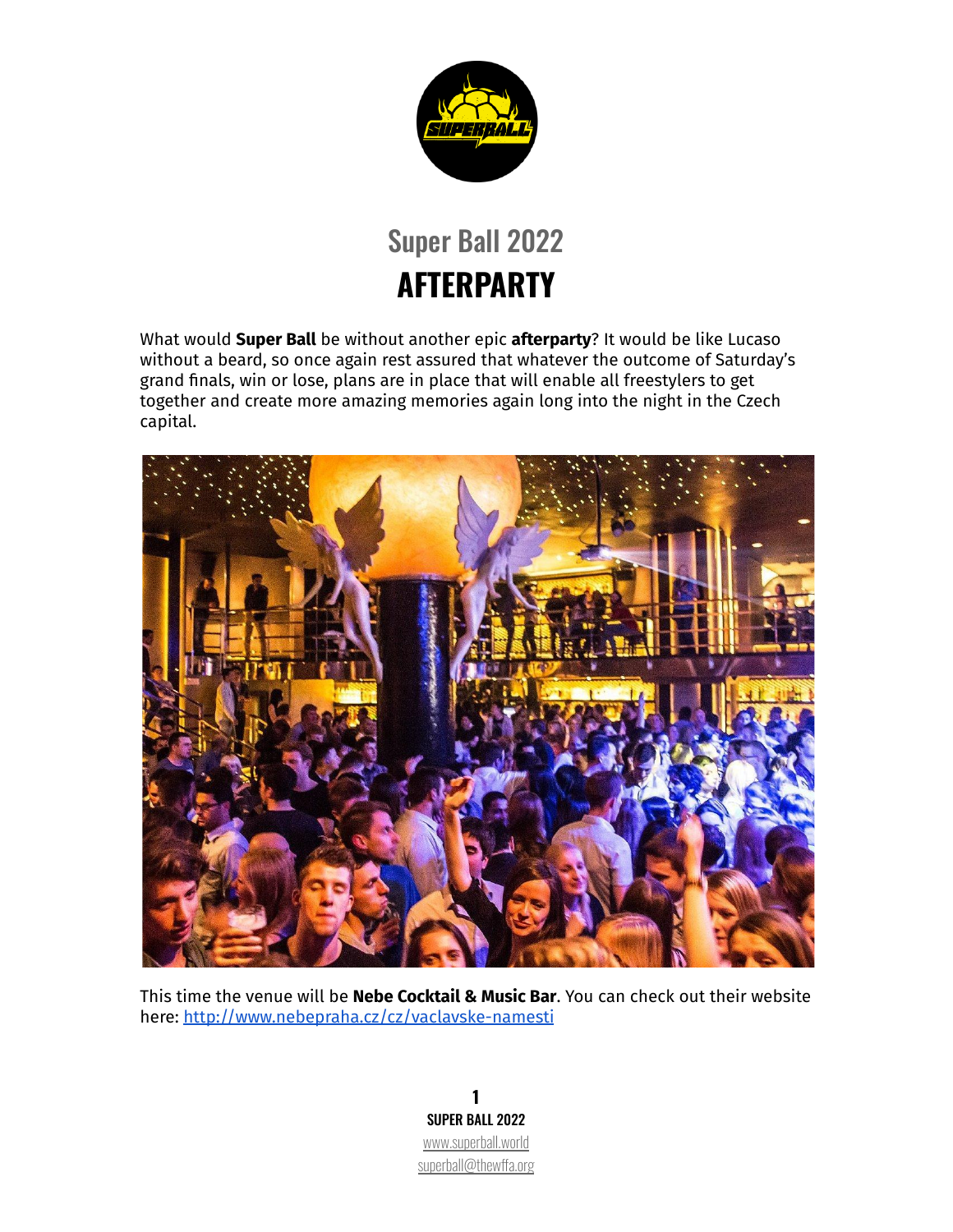# Super Ball 2022

# AFTERPARTY

What would **Super Ball** be without another epic **afterparty**? It would be like Lucaso without a beard, so once again rest assured that whatever the outcome of Saturday's grand finals, win or lose, plans are in place that will enable all freestylers to get together and create more amazing memories again long into the night in the Czech capital.

This time the venue will be **Nebe Cocktail & Music Bar**. You can check out their website here: http://www.nebepraha.cz/cz/vaclavske-namesti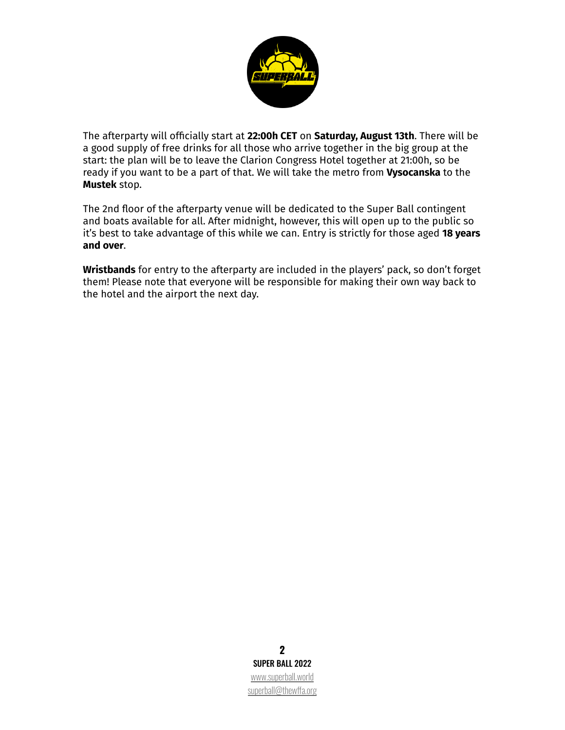The afterparty will officially start at **22:00h CET** on **Saturday, August 13th**. There will be a good supply of free drinks for all those who arrive together in the big group at the start: the plan will be to leave the Clarion Congress Hotel together at 21:00h, so be ready if you want to be a part of that. We will take the metro from **Vysocanska** to the **Mustek** stop.

The 2nd floor of the afterparty venue will be dedicated to the Super Ball contingent and boats available for all. After midnight, however, this will open up to the public so it's best to take advantage of this while we can. Entry is strictly for those aged **18 years and over**.

**Wristbands** for entry to the afterparty are included in the players' pack, so don't forget them! Please note that everyone will be responsible for making their own way back to the hotel and the airport the next day.